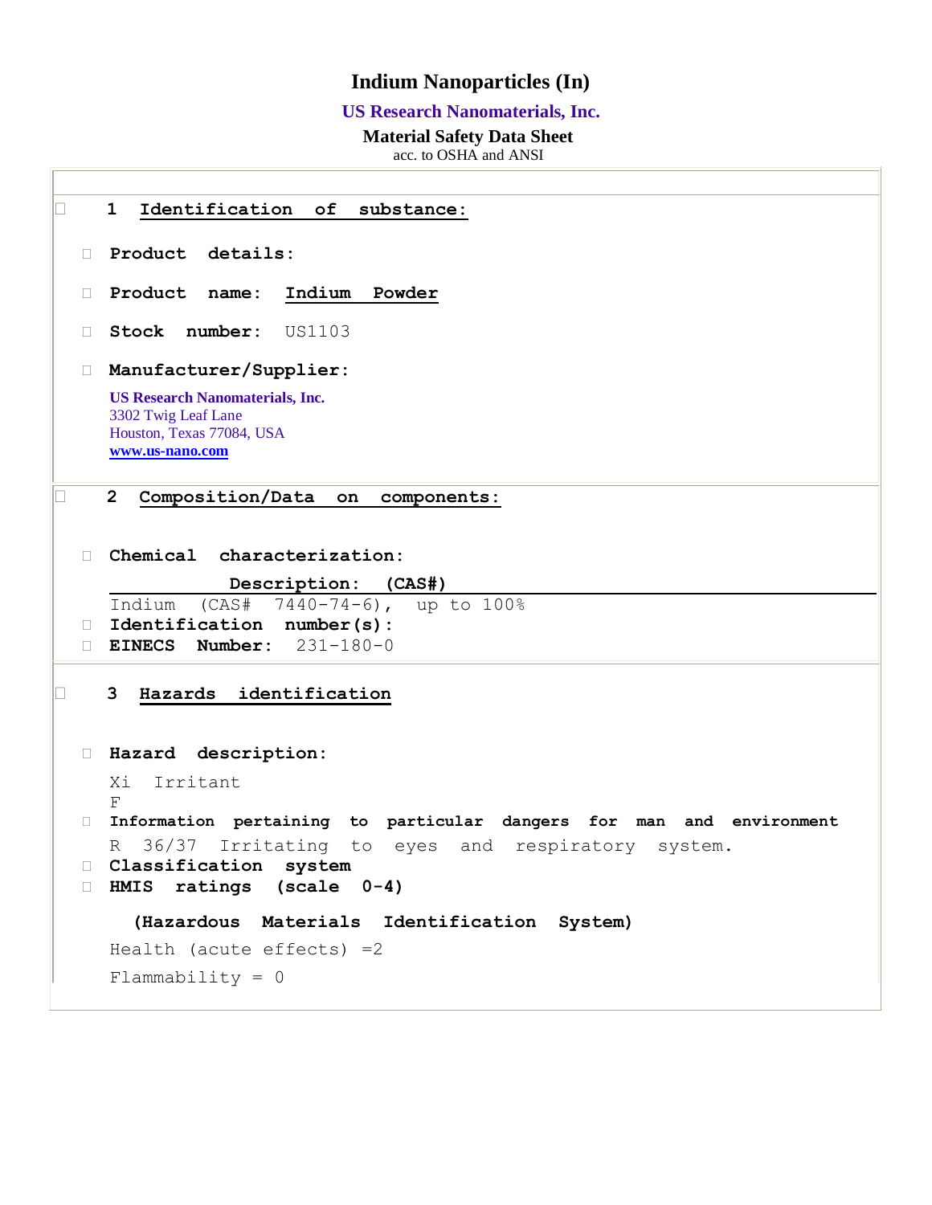# Indium Nanoparticles (In)

**US Research Nanomaterials, Inc.**

**Material Safety Data Sheet**

acc. to OSHA and ANSI

## 1 Identification of substance:

- **Product details:**
- **Product name:** Indium Powder
- **Stock number:** US1103
- **Manufacturer/Supplier:**

**US Research Nanomaterials, Inc.**
3302 Twig Leaf Lane
Houston, Texas 77084, USA
**www.us-nano.com**

## 2 Composition/Data on components:

- **Chemical characterization:**

| Description: (CAS#) |
|---|
| Indium (CAS# 7440-74-6), up to 100% |

- **Identification number(s):**
- **EINECS Number:** 231-180-0

## 3 Hazards identification

- **Hazard description:**

Xi Irritant
F

- **Information pertaining to particular dangers for man and environment**

R 36/37 Irritating to eyes and respiratory system.

- **Classification system**
- **HMIS ratings (scale 0-4)**

**(Hazardous Materials Identification System)**

Health (acute effects) =2

Flammability = 0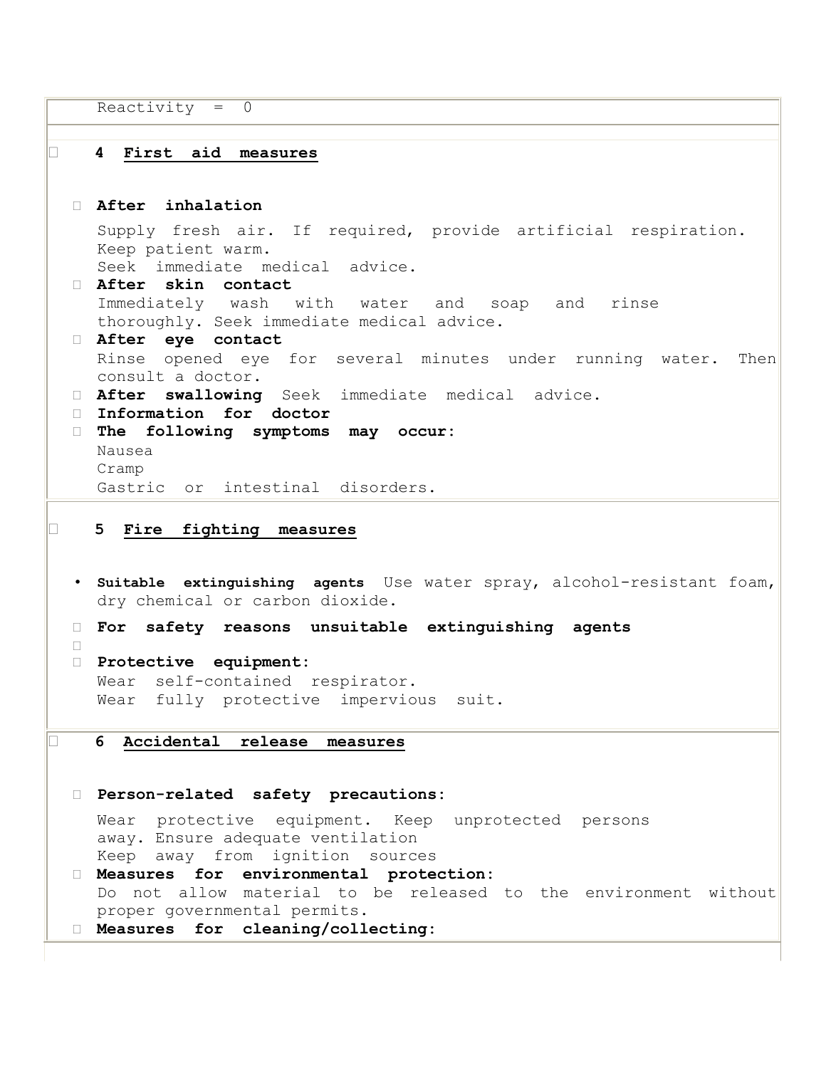Reactivity = 0

## 4 First aid measures

- **After inhalation**

  Supply fresh air. If required, provide artificial respiration. Keep patient warm.
  Seek immediate medical advice.
- **After skin contact**
  Immediately wash with water and soap and rinse thoroughly. Seek immediate medical advice.
- **After eye contact**
  Rinse opened eye for several minutes under running water. Then consult a doctor.
- **After swallowing** Seek immediate medical advice.
- **Information for doctor**
- **The following symptoms may occur:**
  Nausea
  Cramp
  Gastric or intestinal disorders.

## 5 Fire fighting measures

- **Suitable extinguishing agents** Use water spray, alcohol-resistant foam, dry chemical or carbon dioxide.
- **For safety reasons unsuitable extinguishing agents**
- **Protective equipment:**
  Wear self-contained respirator.
  Wear fully protective impervious suit.

## 6 Accidental release measures

- **Person-related safety precautions:**

  Wear protective equipment. Keep unprotected persons away. Ensure adequate ventilation
  Keep away from ignition sources
- **Measures for environmental protection:**
  Do not allow material to be released to the environment without proper governmental permits.
- **Measures for cleaning/collecting:**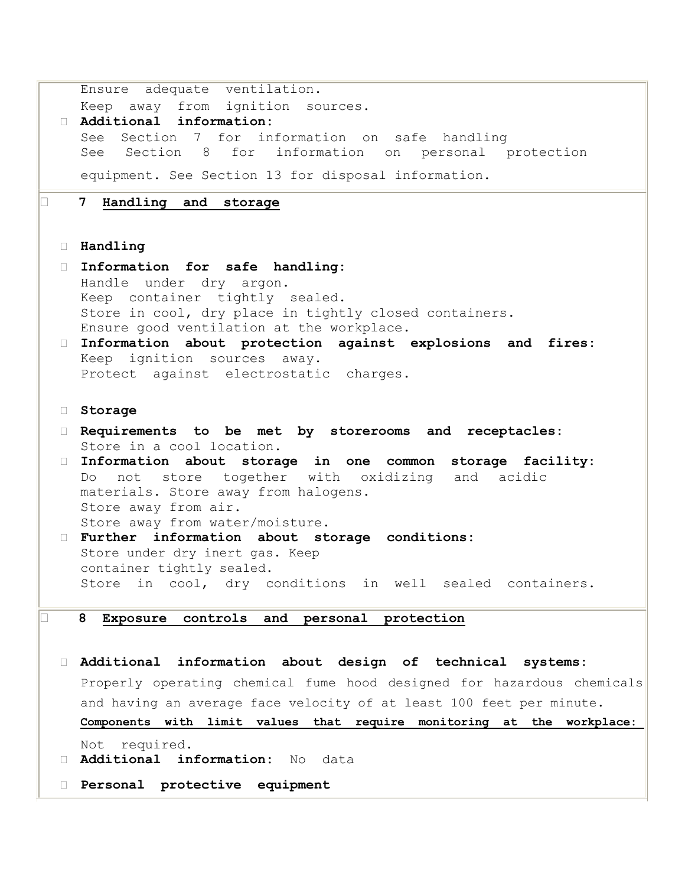Ensure adequate ventilation.
Keep away from ignition sources.

- **Additional information:**
  See Section 7 for information on safe handling
  See Section 8 for information on personal protection equipment. See Section 13 for disposal information.

## 7 Handling and storage

- **Handling**
- **Information for safe handling:**
  Handle under dry argon.
  Keep container tightly sealed.
  Store in cool, dry place in tightly closed containers.
  Ensure good ventilation at the workplace.
- **Information about protection against explosions and fires:**
  Keep ignition sources away.
  Protect against electrostatic charges.

- **Storage**
- **Requirements to be met by storerooms and receptacles:**
  Store in a cool location.
- **Information about storage in one common storage facility:**
  Do not store together with oxidizing and acidic materials. Store away from halogens.
  Store away from air.
  Store away from water/moisture.
- **Further information about storage conditions:**
  Store under dry inert gas. Keep container tightly sealed.
  Store in cool, dry conditions in well sealed containers.

## 8 Exposure controls and personal protection

- **Additional information about design of technical systems:**
  Properly operating chemical fume hood designed for hazardous chemicals and having an average face velocity of at least 100 feet per minute.
  **Components with limit values that require monitoring at the workplace:**
  Not required.
- **Additional information:** No data
- **Personal protective equipment**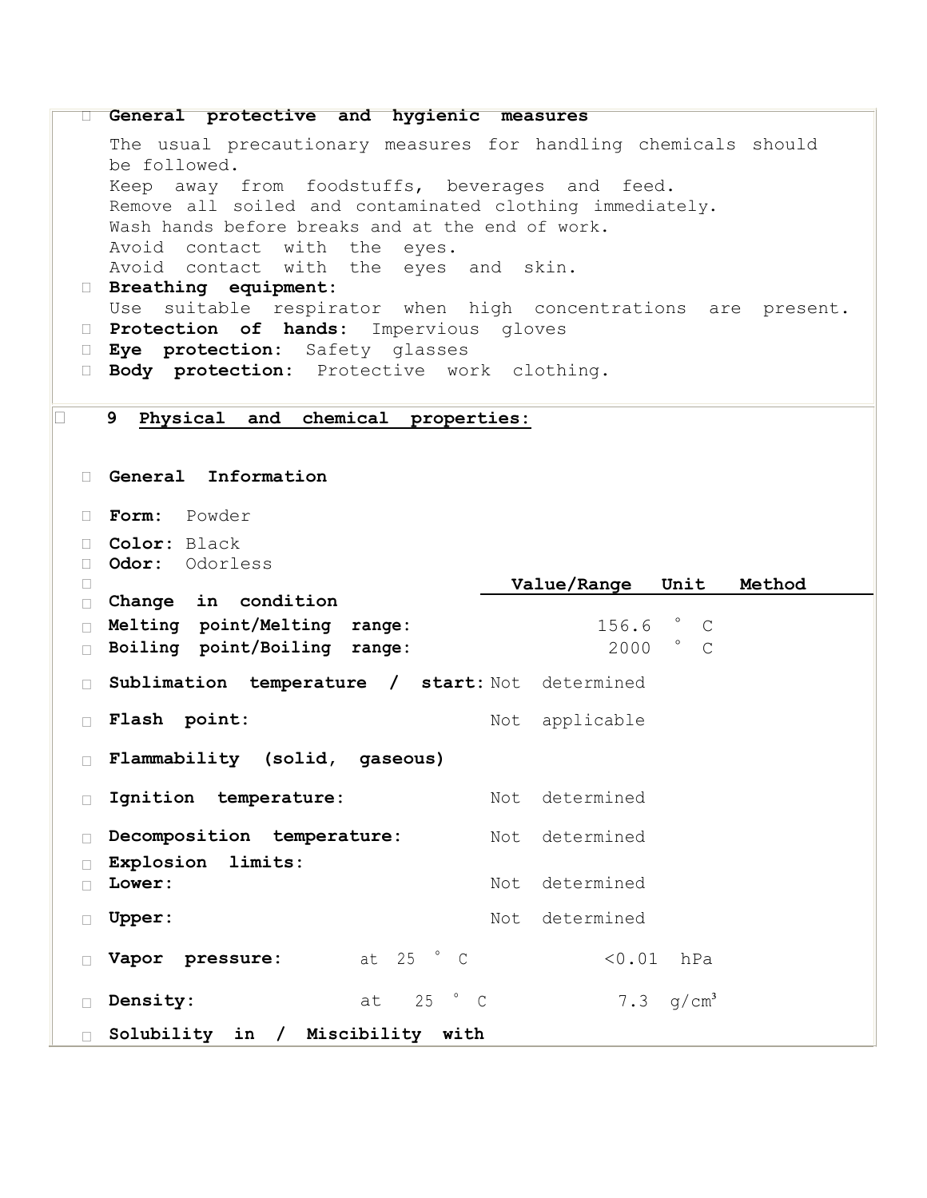- **General protective and hygienic measures**

  The usual precautionary measures for handling chemicals should be followed.
  Keep away from foodstuffs, beverages and feed.
  Remove all soiled and contaminated clothing immediately.
  Wash hands before breaks and at the end of work.
  Avoid contact with the eyes.
  Avoid contact with the eyes and skin.
- **Breathing equipment:**
  Use suitable respirator when high concentrations are present.
- **Protection of hands:** Impervious gloves
- **Eye protection:** Safety glasses
- **Body protection:** Protective work clothing.

## 9 Physical and chemical properties:

- **General Information**
- **Form:** Powder
- **Color:** Black
- **Odor:** Odorless

| | | Value/Range | Unit | Method |
|---|---|---|---|---|
| **Change in condition** | | | | |
| **Melting point/Melting range:** | | 156.6 | °C | |
| **Boiling point/Boiling range:** | | 2000 | °C | |
| **Sublimation temperature / start:** | | Not determined | | |
| **Flash point:** | | Not applicable | | |
| **Flammability (solid, gaseous)** | | | | |
| **Ignition temperature:** | | Not determined | | |
| **Decomposition temperature:** | | Not determined | | |
| **Explosion limits:** | | | | |
| **Lower:** | | Not determined | | |
| **Upper:** | | Not determined | | |
| **Vapor pressure:** | at 25 °C | <0.01 | hPa | |
| **Density:** | at 25 °C | 7.3 | $g/cm^3$ | |
| **Solubility in / Miscibility with** | | | | |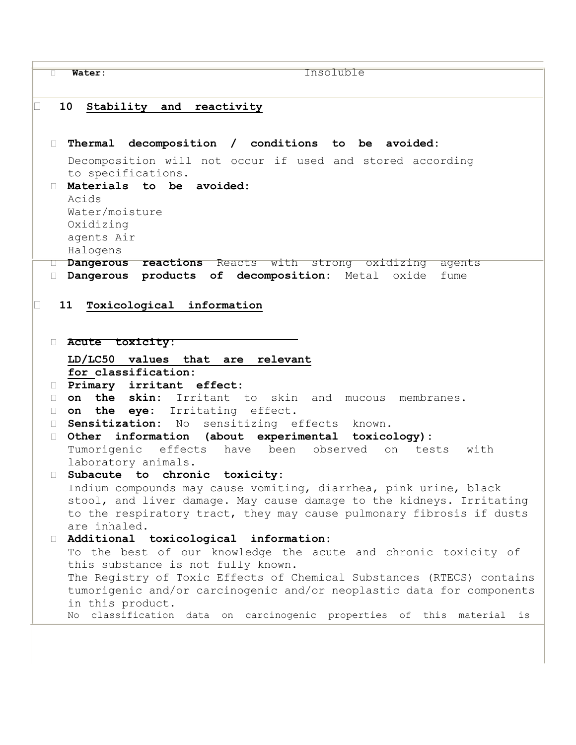- **Water:** Insoluble

## 10 Stability and reactivity

- **Thermal decomposition / conditions to be avoided:**
  Decomposition will not occur if used and stored according to specifications.
- **Materials to be avoided:**
  Acids
  Water/moisture
  Oxidizing agents Air
  Halogens
- **Dangerous reactions** Reacts with strong oxidizing agents
- **Dangerous products of decomposition:** Metal oxide fume

## 11 Toxicological information

- **Acute toxicity:**
  **LD/LC50 values that are relevant for classification:**
- **Primary irritant effect:**
- **on the skin:** Irritant to skin and mucous membranes.
- **on the eye:** Irritating effect.
- **Sensitization:** No sensitizing effects known.
- **Other information (about experimental toxicology):**
  Tumorigenic effects have been observed on tests with laboratory animals.
- **Subacute to chronic toxicity:**
  Indium compounds may cause vomiting, diarrhea, pink urine, black stool, and liver damage. May cause damage to the kidneys. Irritating to the respiratory tract, they may cause pulmonary fibrosis if dusts are inhaled.
- **Additional toxicological information:**
  To the best of our knowledge the acute and chronic toxicity of this substance is not fully known.
  The Registry of Toxic Effects of Chemical Substances (RTECS) contains tumorigenic and/or carcinogenic and/or neoplastic data for components in this product.
  No classification data on carcinogenic properties of this material is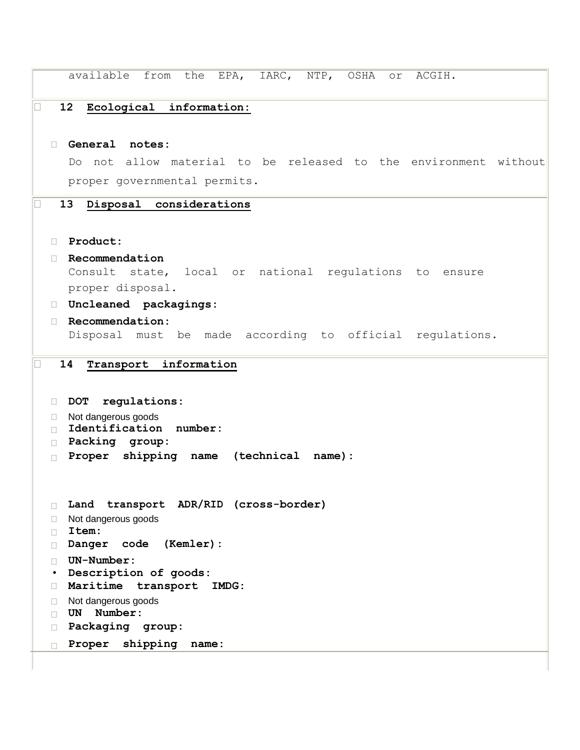available from the EPA, IARC, NTP, OSHA or ACGIH.

## 12 Ecological information:

- **General notes:**
  Do not allow material to be released to the environment without proper governmental permits.

## 13 Disposal considerations

- **Product:**
- **Recommendation**
  Consult state, local or national regulations to ensure proper disposal.
- **Uncleaned packagings:**
- **Recommendation:**
  Disposal must be made according to official regulations.

## 14 Transport information

- **DOT regulations:**
- Not dangerous goods
- **Identification number:**
- **Packing group:**
- **Proper shipping name (technical name):**

- **Land transport ADR/RID (cross-border)**
- Not dangerous goods
- **Item:**
- **Danger code (Kemler):**
- **UN-Number:**
- **Description of goods:**
- **Maritime transport IMDG:**
- Not dangerous goods
- **UN Number:**
- **Packaging group:**
- **Proper shipping name:**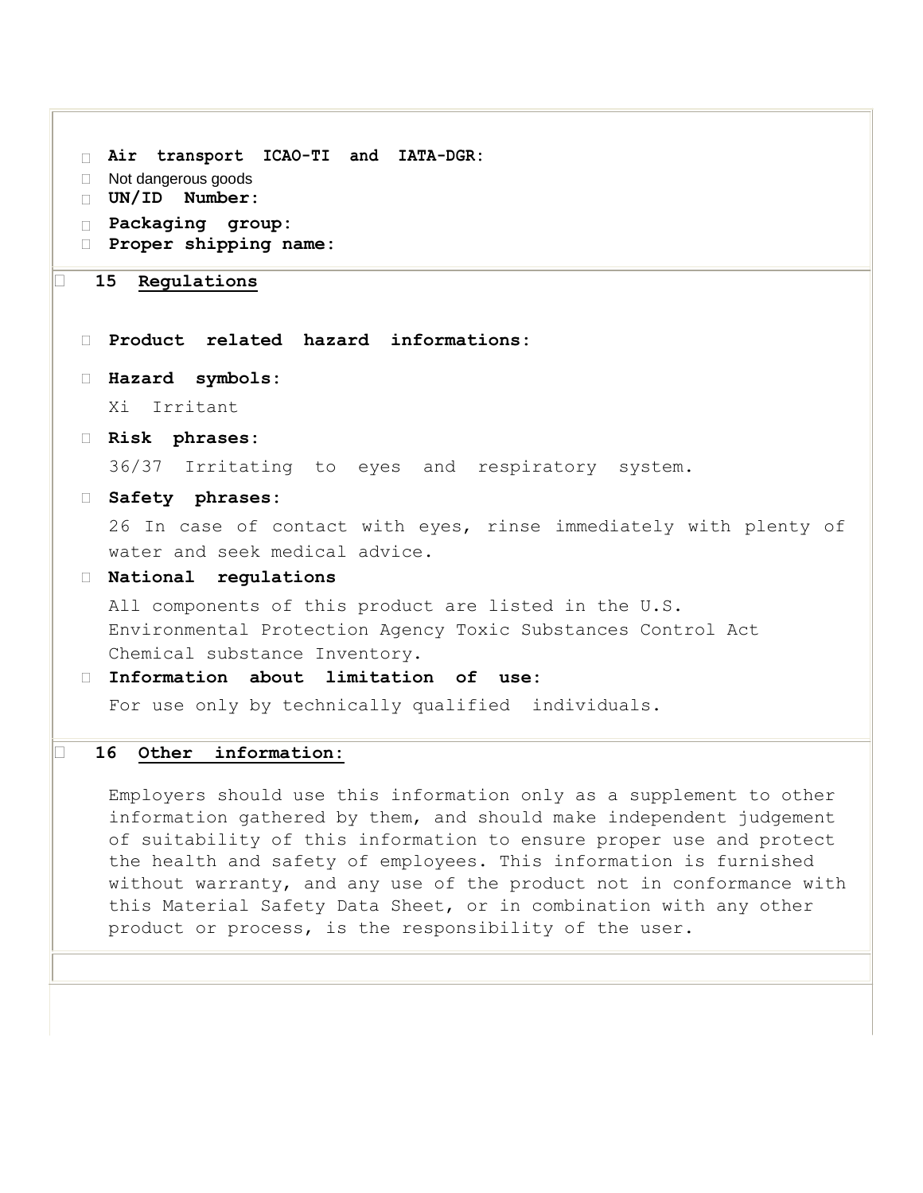- **Air transport ICAO-TI and IATA-DGR:**
- Not dangerous goods
- **UN/ID Number:**
- **Packaging group:**
- **Proper shipping name:**

## 15 Regulations

- **Product related hazard informations:**
- **Hazard symbols:**

  Xi Irritant

- **Risk phrases:**

  36/37 Irritating to eyes and respiratory system.

- **Safety phrases:**

  26 In case of contact with eyes, rinse immediately with plenty of water and seek medical advice.

- **National regulations**

  All components of this product are listed in the U.S. Environmental Protection Agency Toxic Substances Control Act Chemical substance Inventory.

- **Information about limitation of use:**

  For use only by technically qualified individuals.

## 16 Other information:

Employers should use this information only as a supplement to other information gathered by them, and should make independent judgement of suitability of this information to ensure proper use and protect the health and safety of employees. This information is furnished without warranty, and any use of the product not in conformance with this Material Safety Data Sheet, or in combination with any other product or process, is the responsibility of the user.